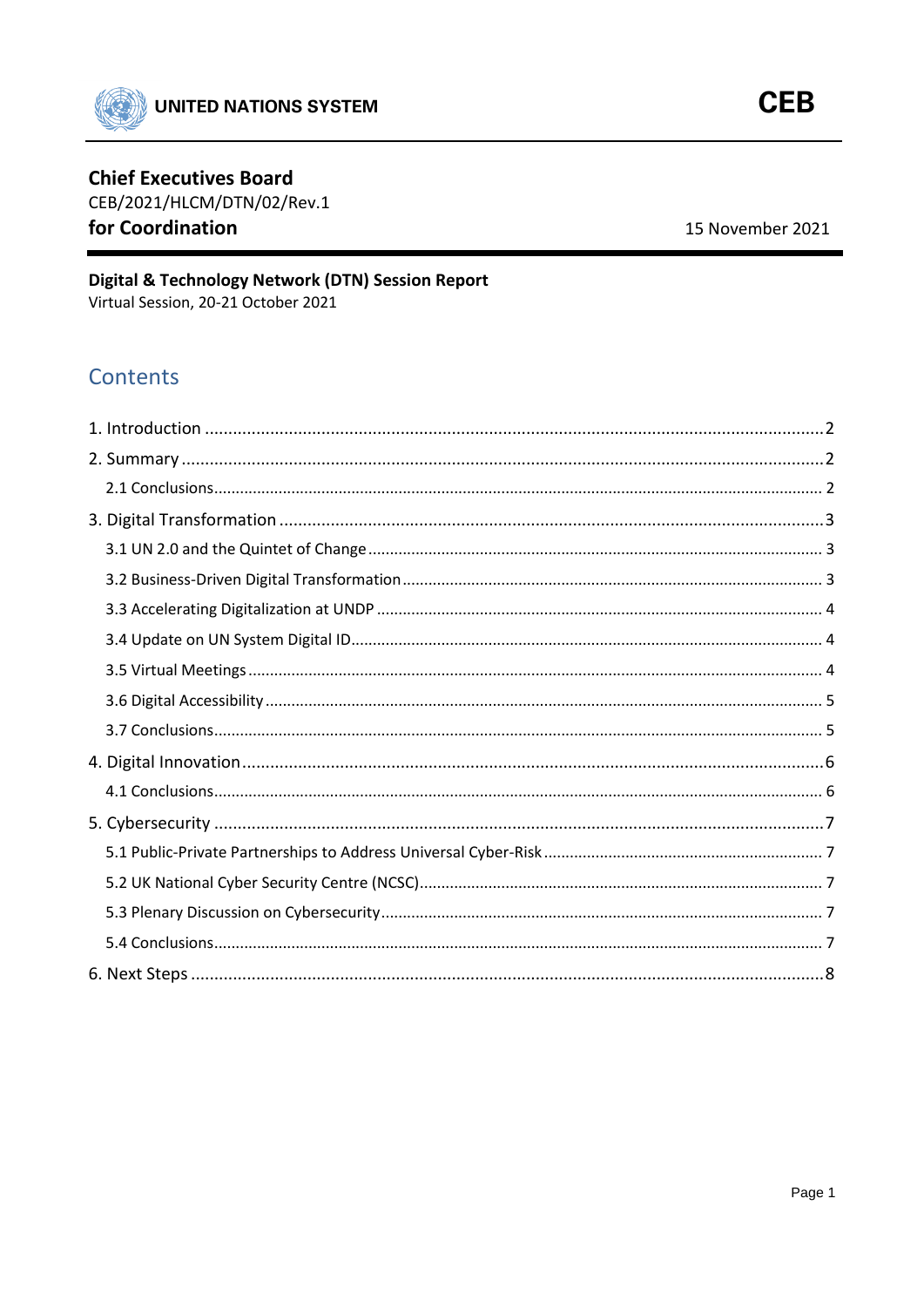UNITED NATIONS SYSTEM

**CEB**

**Chief Executives Board**
CEB/2021/HLCM/DTN/02/Rev.1
**for Coordination**

15 November 2021

**Digital & Technology Network (DTN) Session Report**
Virtual Session, 20-21 October 2021

## Contents

1. Introduction ........................................................ 2
2. Summary ........................................................ 2
   - 2.1 Conclusions ........................................................ 2
3. Digital Transformation ........................................................ 3
   - 3.1 UN 2.0 and the Quintet of Change ........................................................ 3
   - 3.2 Business-Driven Digital Transformation ........................................................ 3
   - 3.3 Accelerating Digitalization at UNDP ........................................................ 4
   - 3.4 Update on UN System Digital ID ........................................................ 4
   - 3.5 Virtual Meetings ........................................................ 4
   - 3.6 Digital Accessibility ........................................................ 5
   - 3.7 Conclusions ........................................................ 5
4. Digital Innovation ........................................................ 6
   - 4.1 Conclusions ........................................................ 6
5. Cybersecurity ........................................................ 7
   - 5.1 Public-Private Partnerships to Address Universal Cyber-Risk ........................................................ 7
   - 5.2 UK National Cyber Security Centre (NCSC) ........................................................ 7
   - 5.3 Plenary Discussion on Cybersecurity ........................................................ 7
   - 5.4 Conclusions ........................................................ 7
6. Next Steps ........................................................ 8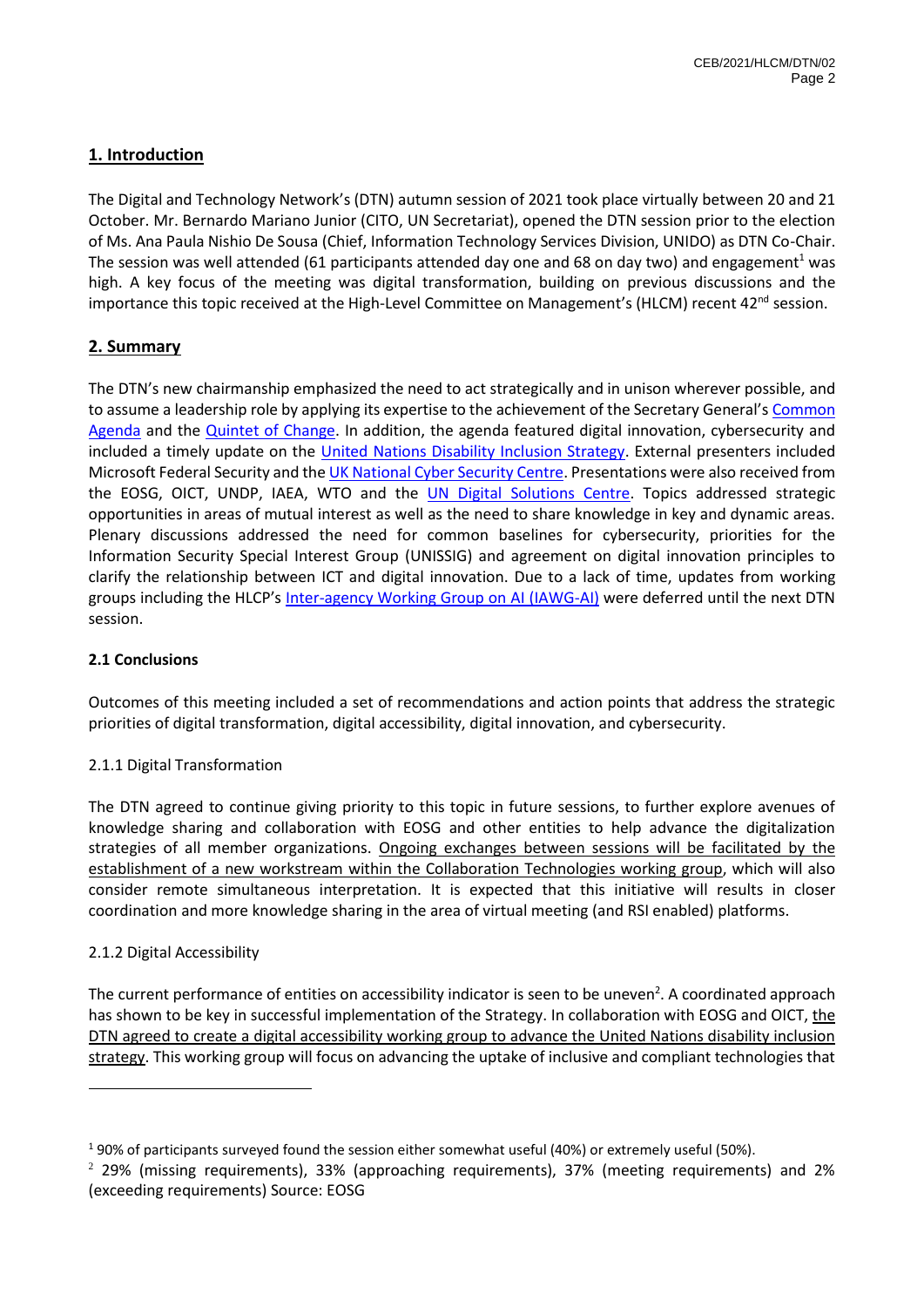## 1. Introduction

The Digital and Technology Network's (DTN) autumn session of 2021 took place virtually between 20 and 21 October. Mr. Bernardo Mariano Junior (CITO, UN Secretariat), opened the DTN session prior to the election of Ms. Ana Paula Nishio De Sousa (Chief, Information Technology Services Division, UNIDO) as DTN Co-Chair. The session was well attended (61 participants attended day one and 68 on day two) and engagement[1] was high. A key focus of the meeting was digital transformation, building on previous discussions and the importance this topic received at the High-Level Committee on Management's (HLCM) recent 42nd session.

## 2. Summary

The DTN's new chairmanship emphasized the need to act strategically and in unison wherever possible, and to assume a leadership role by applying its expertise to the achievement of the Secretary General's Common Agenda and the Quintet of Change. In addition, the agenda featured digital innovation, cybersecurity and included a timely update on the United Nations Disability Inclusion Strategy. External presenters included Microsoft Federal Security and the UK National Cyber Security Centre. Presentations were also received from the EOSG, OICT, UNDP, IAEA, WTO and the UN Digital Solutions Centre. Topics addressed strategic opportunities in areas of mutual interest as well as the need to share knowledge in key and dynamic areas. Plenary discussions addressed the need for common baselines for cybersecurity, priorities for the Information Security Special Interest Group (UNISSIG) and agreement on digital innovation principles to clarify the relationship between ICT and digital innovation. Due to a lack of time, updates from working groups including the HLCP's Inter-agency Working Group on AI (IAWG-AI) were deferred until the next DTN session.

### 2.1 Conclusions

Outcomes of this meeting included a set of recommendations and action points that address the strategic priorities of digital transformation, digital accessibility, digital innovation, and cybersecurity.

#### 2.1.1 Digital Transformation

The DTN agreed to continue giving priority to this topic in future sessions, to further explore avenues of knowledge sharing and collaboration with EOSG and other entities to help advance the digitalization strategies of all member organizations. Ongoing exchanges between sessions will be facilitated by the establishment of a new workstream within the Collaboration Technologies working group, which will also consider remote simultaneous interpretation. It is expected that this initiative will results in closer coordination and more knowledge sharing in the area of virtual meeting (and RSI enabled) platforms.

#### 2.1.2 Digital Accessibility

The current performance of entities on accessibility indicator is seen to be uneven[2]. A coordinated approach has shown to be key in successful implementation of the Strategy. In collaboration with EOSG and OICT, the DTN agreed to create a digital accessibility working group to advance the United Nations disability inclusion strategy. This working group will focus on advancing the uptake of inclusive and compliant technologies that

---

[1] 90% of participants surveyed found the session either somewhat useful (40%) or extremely useful (50%).

[2] 29% (missing requirements), 33% (approaching requirements), 37% (meeting requirements) and 2% (exceeding requirements) Source: EOSG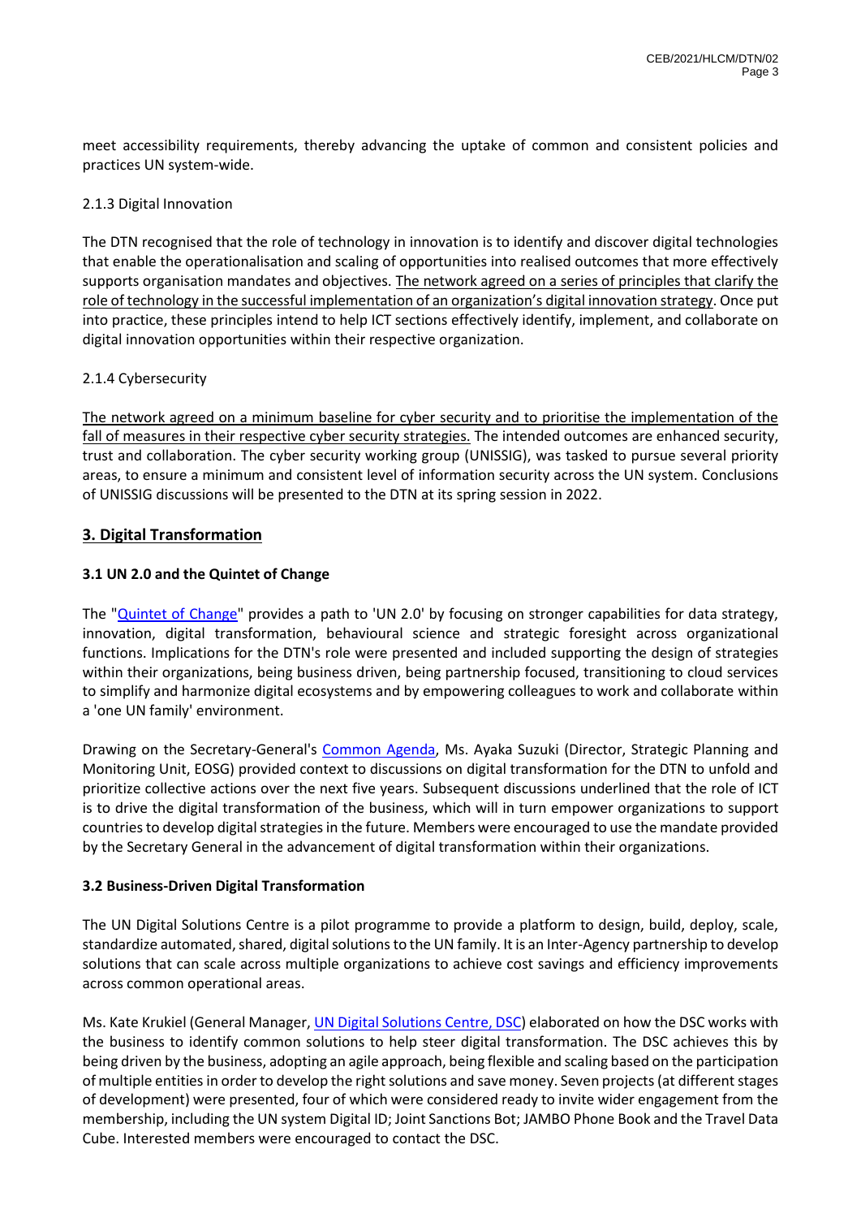meet accessibility requirements, thereby advancing the uptake of common and consistent policies and practices UN system-wide.

2.1.3 Digital Innovation

The DTN recognised that the role of technology in innovation is to identify and discover digital technologies that enable the operationalisation and scaling of opportunities into realised outcomes that more effectively supports organisation mandates and objectives. <u>The network agreed on a series of principles that clarify the role of technology in the successful implementation of an organization's digital innovation strategy</u>. Once put into practice, these principles intend to help ICT sections effectively identify, implement, and collaborate on digital innovation opportunities within their respective organization.

2.1.4 Cybersecurity

<u>The network agreed on a minimum baseline for cyber security and to prioritise the implementation of the fall of measures in their respective cyber security strategies.</u> The intended outcomes are enhanced security, trust and collaboration. The cyber security working group (UNISSIG), was tasked to pursue several priority areas, to ensure a minimum and consistent level of information security across the UN system. Conclusions of UNISSIG discussions will be presented to the DTN at its spring session in 2022.

## 3. Digital Transformation

### 3.1 UN 2.0 and the Quintet of Change

The "Quintet of Change" provides a path to 'UN 2.0' by focusing on stronger capabilities for data strategy, innovation, digital transformation, behavioural science and strategic foresight across organizational functions. Implications for the DTN's role were presented and included supporting the design of strategies within their organizations, being business driven, being partnership focused, transitioning to cloud services to simplify and harmonize digital ecosystems and by empowering colleagues to work and collaborate within a 'one UN family' environment.

Drawing on the Secretary-General's Common Agenda, Ms. Ayaka Suzuki (Director, Strategic Planning and Monitoring Unit, EOSG) provided context to discussions on digital transformation for the DTN to unfold and prioritize collective actions over the next five years. Subsequent discussions underlined that the role of ICT is to drive the digital transformation of the business, which will in turn empower organizations to support countries to develop digital strategies in the future. Members were encouraged to use the mandate provided by the Secretary General in the advancement of digital transformation within their organizations.

### 3.2 Business-Driven Digital Transformation

The UN Digital Solutions Centre is a pilot programme to provide a platform to design, build, deploy, scale, standardize automated, shared, digital solutions to the UN family. It is an Inter-Agency partnership to develop solutions that can scale across multiple organizations to achieve cost savings and efficiency improvements across common operational areas.

Ms. Kate Krukiel (General Manager, UN Digital Solutions Centre, DSC) elaborated on how the DSC works with the business to identify common solutions to help steer digital transformation. The DSC achieves this by being driven by the business, adopting an agile approach, being flexible and scaling based on the participation of multiple entities in order to develop the right solutions and save money. Seven projects (at different stages of development) were presented, four of which were considered ready to invite wider engagement from the membership, including the UN system Digital ID; Joint Sanctions Bot; JAMBO Phone Book and the Travel Data Cube. Interested members were encouraged to contact the DSC.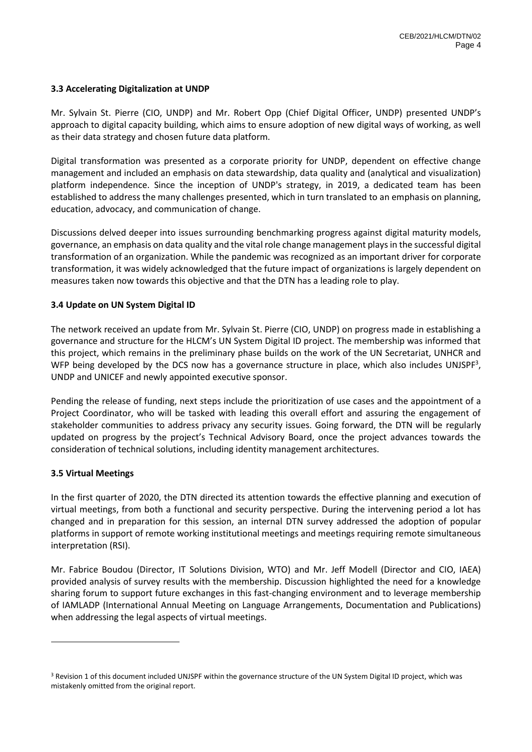### 3.3 Accelerating Digitalization at UNDP

Mr. Sylvain St. Pierre (CIO, UNDP) and Mr. Robert Opp (Chief Digital Officer, UNDP) presented UNDP's approach to digital capacity building, which aims to ensure adoption of new digital ways of working, as well as their data strategy and chosen future data platform.

Digital transformation was presented as a corporate priority for UNDP, dependent on effective change management and included an emphasis on data stewardship, data quality and (analytical and visualization) platform independence. Since the inception of UNDP's strategy, in 2019, a dedicated team has been established to address the many challenges presented, which in turn translated to an emphasis on planning, education, advocacy, and communication of change.

Discussions delved deeper into issues surrounding benchmarking progress against digital maturity models, governance, an emphasis on data quality and the vital role change management plays in the successful digital transformation of an organization. While the pandemic was recognized as an important driver for corporate transformation, it was widely acknowledged that the future impact of organizations is largely dependent on measures taken now towards this objective and that the DTN has a leading role to play.

### 3.4 Update on UN System Digital ID

The network received an update from Mr. Sylvain St. Pierre (CIO, UNDP) on progress made in establishing a governance and structure for the HLCM's UN System Digital ID project. The membership was informed that this project, which remains in the preliminary phase builds on the work of the UN Secretariat, UNHCR and WFP being developed by the DCS now has a governance structure in place, which also includes UNJSPF[3], UNDP and UNICEF and newly appointed executive sponsor.

Pending the release of funding, next steps include the prioritization of use cases and the appointment of a Project Coordinator, who will be tasked with leading this overall effort and assuring the engagement of stakeholder communities to address privacy any security issues. Going forward, the DTN will be regularly updated on progress by the project's Technical Advisory Board, once the project advances towards the consideration of technical solutions, including identity management architectures.

### 3.5 Virtual Meetings

In the first quarter of 2020, the DTN directed its attention towards the effective planning and execution of virtual meetings, from both a functional and security perspective. During the intervening period a lot has changed and in preparation for this session, an internal DTN survey addressed the adoption of popular platforms in support of remote working institutional meetings and meetings requiring remote simultaneous interpretation (RSI).

Mr. Fabrice Boudou (Director, IT Solutions Division, WTO) and Mr. Jeff Modell (Director and CIO, IAEA) provided analysis of survey results with the membership. Discussion highlighted the need for a knowledge sharing forum to support future exchanges in this fast-changing environment and to leverage membership of IAMLADP (International Annual Meeting on Language Arrangements, Documentation and Publications) when addressing the legal aspects of virtual meetings.

---

[3] Revision 1 of this document included UNJSPF within the governance structure of the UN System Digital ID project, which was mistakenly omitted from the original report.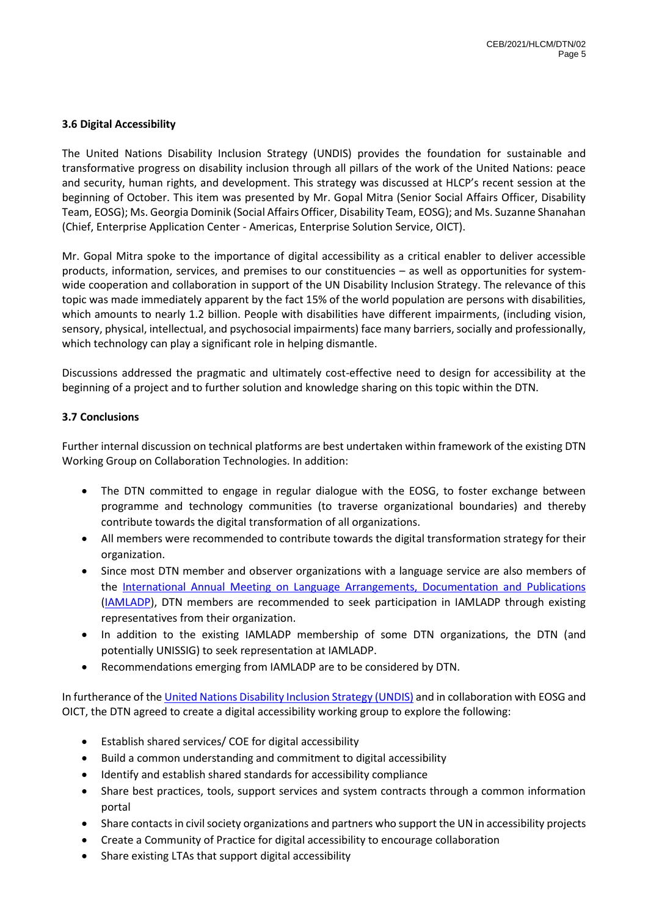### 3.6 Digital Accessibility

The United Nations Disability Inclusion Strategy (UNDIS) provides the foundation for sustainable and transformative progress on disability inclusion through all pillars of the work of the United Nations: peace and security, human rights, and development. This strategy was discussed at HLCP's recent session at the beginning of October. This item was presented by Mr. Gopal Mitra (Senior Social Affairs Officer, Disability Team, EOSG); Ms. Georgia Dominik (Social Affairs Officer, Disability Team, EOSG); and Ms. Suzanne Shanahan (Chief, Enterprise Application Center - Americas, Enterprise Solution Service, OICT).

Mr. Gopal Mitra spoke to the importance of digital accessibility as a critical enabler to deliver accessible products, information, services, and premises to our constituencies – as well as opportunities for system-wide cooperation and collaboration in support of the UN Disability Inclusion Strategy. The relevance of this topic was made immediately apparent by the fact 15% of the world population are persons with disabilities, which amounts to nearly 1.2 billion. People with disabilities have different impairments, (including vision, sensory, physical, intellectual, and psychosocial impairments) face many barriers, socially and professionally, which technology can play a significant role in helping dismantle.

Discussions addressed the pragmatic and ultimately cost-effective need to design for accessibility at the beginning of a project and to further solution and knowledge sharing on this topic within the DTN.

### 3.7 Conclusions

Further internal discussion on technical platforms are best undertaken within framework of the existing DTN Working Group on Collaboration Technologies. In addition:

- The DTN committed to engage in regular dialogue with the EOSG, to foster exchange between programme and technology communities (to traverse organizational boundaries) and thereby contribute towards the digital transformation of all organizations.
- All members were recommended to contribute towards the digital transformation strategy for their organization.
- Since most DTN member and observer organizations with a language service are also members of the International Annual Meeting on Language Arrangements, Documentation and Publications (IAMLADP), DTN members are recommended to seek participation in IAMLADP through existing representatives from their organization.
- In addition to the existing IAMLADP membership of some DTN organizations, the DTN (and potentially UNISSIG) to seek representation at IAMLADP.
- Recommendations emerging from IAMLADP are to be considered by DTN.

In furtherance of the United Nations Disability Inclusion Strategy (UNDIS) and in collaboration with EOSG and OICT, the DTN agreed to create a digital accessibility working group to explore the following:

- Establish shared services/ COE for digital accessibility
- Build a common understanding and commitment to digital accessibility
- Identify and establish shared standards for accessibility compliance
- Share best practices, tools, support services and system contracts through a common information portal
- Share contacts in civil society organizations and partners who support the UN in accessibility projects
- Create a Community of Practice for digital accessibility to encourage collaboration
- Share existing LTAs that support digital accessibility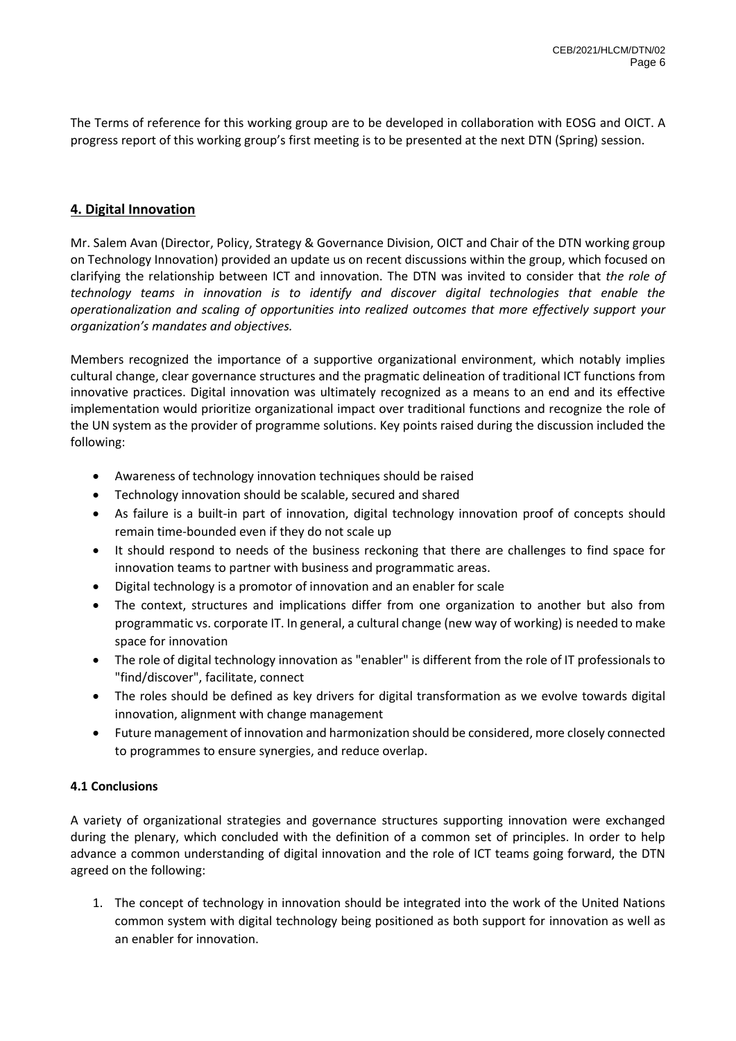The Terms of reference for this working group are to be developed in collaboration with EOSG and OICT. A progress report of this working group's first meeting is to be presented at the next DTN (Spring) session.

## 4. Digital Innovation

Mr. Salem Avan (Director, Policy, Strategy & Governance Division, OICT and Chair of the DTN working group on Technology Innovation) provided an update us on recent discussions within the group, which focused on clarifying the relationship between ICT and innovation. The DTN was invited to consider that *the role of technology teams in innovation is to identify and discover digital technologies that enable the operationalization and scaling of opportunities into realized outcomes that more effectively support your organization's mandates and objectives.*

Members recognized the importance of a supportive organizational environment, which notably implies cultural change, clear governance structures and the pragmatic delineation of traditional ICT functions from innovative practices. Digital innovation was ultimately recognized as a means to an end and its effective implementation would prioritize organizational impact over traditional functions and recognize the role of the UN system as the provider of programme solutions. Key points raised during the discussion included the following:

- Awareness of technology innovation techniques should be raised
- Technology innovation should be scalable, secured and shared
- As failure is a built-in part of innovation, digital technology innovation proof of concepts should remain time-bounded even if they do not scale up
- It should respond to needs of the business reckoning that there are challenges to find space for innovation teams to partner with business and programmatic areas.
- Digital technology is a promotor of innovation and an enabler for scale
- The context, structures and implications differ from one organization to another but also from programmatic vs. corporate IT. In general, a cultural change (new way of working) is needed to make space for innovation
- The role of digital technology innovation as "enabler" is different from the role of IT professionals to "find/discover", facilitate, connect
- The roles should be defined as key drivers for digital transformation as we evolve towards digital innovation, alignment with change management
- Future management of innovation and harmonization should be considered, more closely connected to programmes to ensure synergies, and reduce overlap.

### 4.1 Conclusions

A variety of organizational strategies and governance structures supporting innovation were exchanged during the plenary, which concluded with the definition of a common set of principles. In order to help advance a common understanding of digital innovation and the role of ICT teams going forward, the DTN agreed on the following:

1. The concept of technology in innovation should be integrated into the work of the United Nations common system with digital technology being positioned as both support for innovation as well as an enabler for innovation.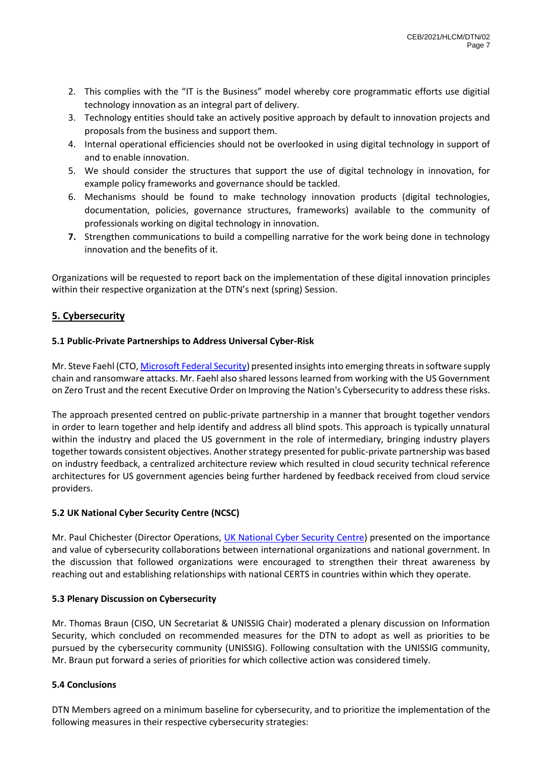2. This complies with the "IT is the Business" model whereby core programmatic efforts use digitial technology innovation as an integral part of delivery.
3. Technology entities should take an actively positive approach by default to innovation projects and proposals from the business and support them.
4. Internal operational efficiencies should not be overlooked in using digital technology in support of and to enable innovation.
5. We should consider the structures that support the use of digital technology in innovation, for example policy frameworks and governance should be tackled.
6. Mechanisms should be found to make technology innovation products (digital technologies, documentation, policies, governance structures, frameworks) available to the community of professionals working on digital technology in innovation.
7. Strengthen communications to build a compelling narrative for the work being done in technology innovation and the benefits of it.

Organizations will be requested to report back on the implementation of these digital innovation principles within their respective organization at the DTN's next (spring) Session.

## 5. Cybersecurity

### 5.1 Public-Private Partnerships to Address Universal Cyber-Risk

Mr. Steve Faehl (CTO, Microsoft Federal Security) presented insights into emerging threats in software supply chain and ransomware attacks. Mr. Faehl also shared lessons learned from working with the US Government on Zero Trust and the recent Executive Order on Improving the Nation's Cybersecurity to address these risks.

The approach presented centred on public-private partnership in a manner that brought together vendors in order to learn together and help identify and address all blind spots. This approach is typically unnatural within the industry and placed the US government in the role of intermediary, bringing industry players together towards consistent objectives. Another strategy presented for public-private partnership was based on industry feedback, a centralized architecture review which resulted in cloud security technical reference architectures for US government agencies being further hardened by feedback received from cloud service providers.

### 5.2 UK National Cyber Security Centre (NCSC)

Mr. Paul Chichester (Director Operations, UK National Cyber Security Centre) presented on the importance and value of cybersecurity collaborations between international organizations and national government. In the discussion that followed organizations were encouraged to strengthen their threat awareness by reaching out and establishing relationships with national CERTS in countries within which they operate.

### 5.3 Plenary Discussion on Cybersecurity

Mr. Thomas Braun (CISO, UN Secretariat & UNISSIG Chair) moderated a plenary discussion on Information Security, which concluded on recommended measures for the DTN to adopt as well as priorities to be pursued by the cybersecurity community (UNISSIG). Following consultation with the UNISSIG community, Mr. Braun put forward a series of priorities for which collective action was considered timely.

### 5.4 Conclusions

DTN Members agreed on a minimum baseline for cybersecurity, and to prioritize the implementation of the following measures in their respective cybersecurity strategies: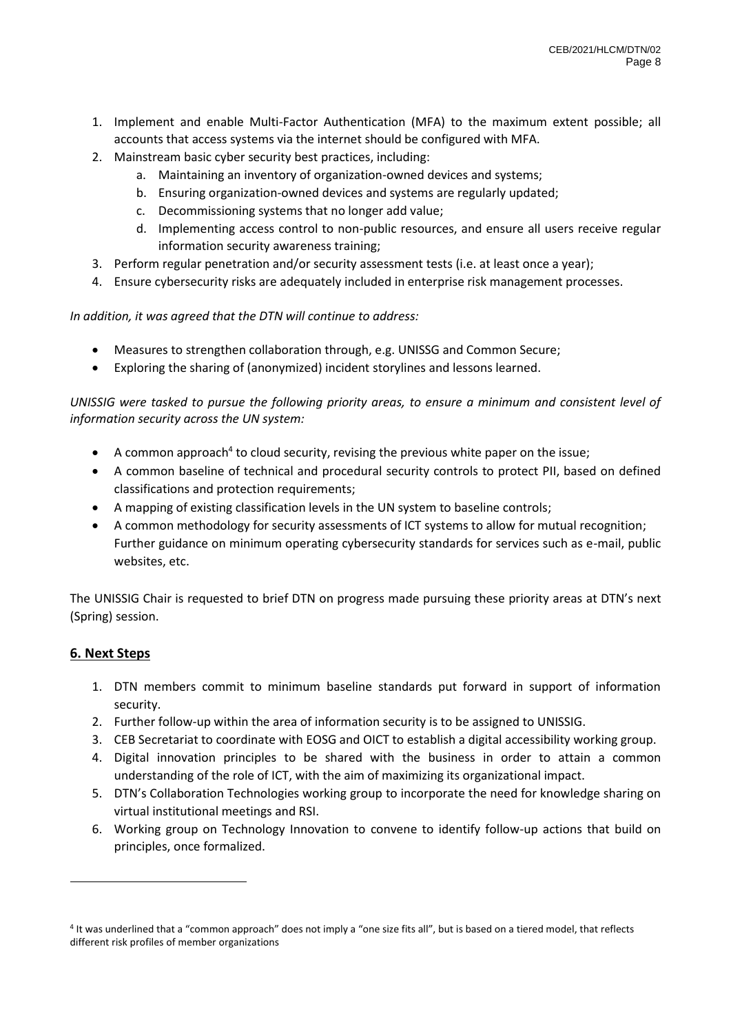1. Implement and enable Multi-Factor Authentication (MFA) to the maximum extent possible; all accounts that access systems via the internet should be configured with MFA.
2. Mainstream basic cyber security best practices, including:
    a. Maintaining an inventory of organization-owned devices and systems;
    b. Ensuring organization-owned devices and systems are regularly updated;
    c. Decommissioning systems that no longer add value;
    d. Implementing access control to non-public resources, and ensure all users receive regular information security awareness training;
3. Perform regular penetration and/or security assessment tests (i.e. at least once a year);
4. Ensure cybersecurity risks are adequately included in enterprise risk management processes.

*In addition, it was agreed that the DTN will continue to address:*

- Measures to strengthen collaboration through, e.g. UNISSG and Common Secure;
- Exploring the sharing of (anonymized) incident storylines and lessons learned.

*UNISSIG were tasked to pursue the following priority areas, to ensure a minimum and consistent level of information security across the UN system:*

- A common approach[4] to cloud security, revising the previous white paper on the issue;
- A common baseline of technical and procedural security controls to protect PII, based on defined classifications and protection requirements;
- A mapping of existing classification levels in the UN system to baseline controls;
- A common methodology for security assessments of ICT systems to allow for mutual recognition; Further guidance on minimum operating cybersecurity standards for services such as e-mail, public websites, etc.

The UNISSIG Chair is requested to brief DTN on progress made pursuing these priority areas at DTN's next (Spring) session.

## 6. Next Steps

1. DTN members commit to minimum baseline standards put forward in support of information security.
2. Further follow-up within the area of information security is to be assigned to UNISSIG.
3. CEB Secretariat to coordinate with EOSG and OICT to establish a digital accessibility working group.
4. Digital innovation principles to be shared with the business in order to attain a common understanding of the role of ICT, with the aim of maximizing its organizational impact.
5. DTN's Collaboration Technologies working group to incorporate the need for knowledge sharing on virtual institutional meetings and RSI.
6. Working group on Technology Innovation to convene to identify follow-up actions that build on principles, once formalized.

[4] It was underlined that a "common approach" does not imply a "one size fits all", but is based on a tiered model, that reflects different risk profiles of member organizations